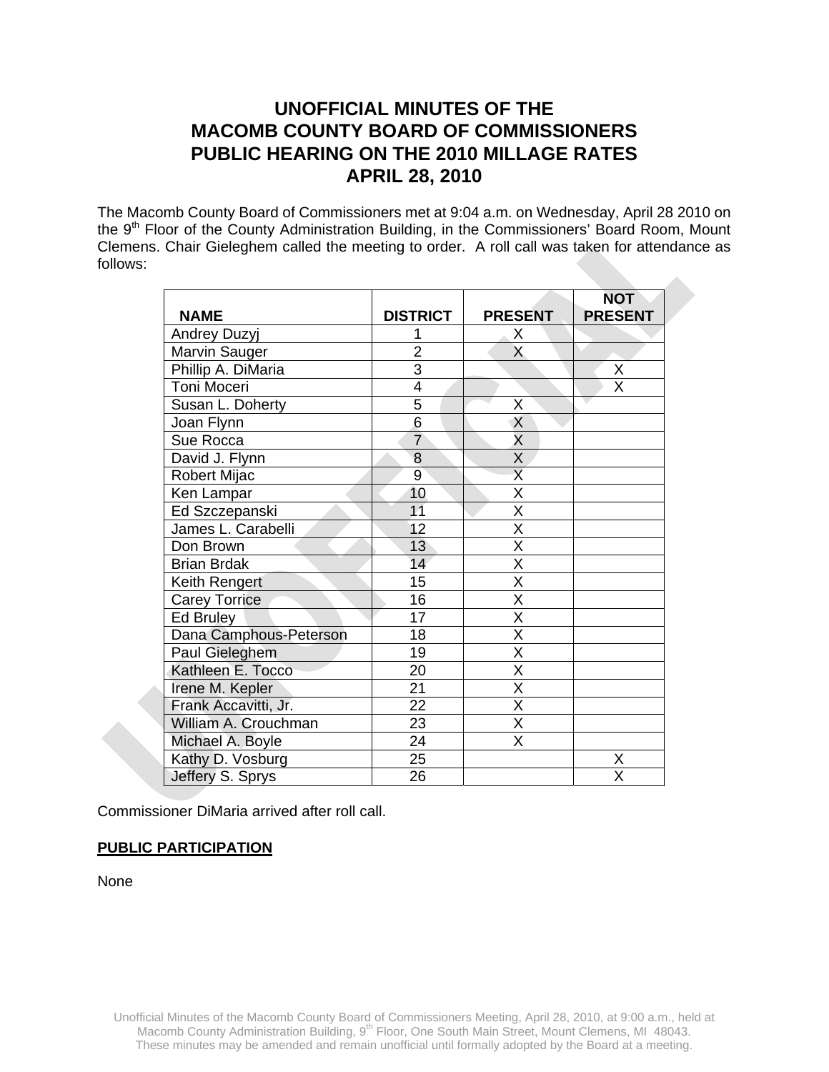# UNOFFICIAL MINUTES OF THE MACOMB COUNTY BOARD OF COMMISSIONERS PUBLIC HEARING ON THE 2010 MILLAGE RATES APRIL 28, 2010

The Macomb County Board of Commissioners met at 9:04 a.m. on Wednesday, April 28 2010 on the 9th Floor of the County Administration Building, in the Commissioners' Board Room, Mount Clemens. Chair Gieleghem called the meeting to order. A roll call was taken for attendance as follows:

| NAME | DISTRICT | PRESENT | NOT PRESENT |
|---|---|---|---|
| Andrey Duzyj | 1 | X | |
| Marvin Sauger | 2 | X | |
| Phillip A. DiMaria | 3 | | X |
| Toni Moceri | 4 | | X |
| Susan L. Doherty | 5 | X | |
| Joan Flynn | 6 | X | |
| Sue Rocca | 7 | X | |
| David J. Flynn | 8 | X | |
| Robert Mijac | 9 | X | |
| Ken Lampar | 10 | X | |
| Ed Szczepanski | 11 | X | |
| James L. Carabelli | 12 | X | |
| Don Brown | 13 | X | |
| Brian Brdak | 14 | X | |
| Keith Rengert | 15 | X | |
| Carey Torrice | 16 | X | |
| Ed Bruley | 17 | X | |
| Dana Camphous-Peterson | 18 | X | |
| Paul Gieleghem | 19 | X | |
| Kathleen E. Tocco | 20 | X | |
| Irene M. Kepler | 21 | X | |
| Frank Accavitti, Jr. | 22 | X | |
| William A. Crouchman | 23 | X | |
| Michael A. Boyle | 24 | X | |
| Kathy D. Vosburg | 25 | | X |
| Jeffery S. Sprys | 26 | | X |

Commissioner DiMaria arrived after roll call.

**PUBLIC PARTICIPATION**

None

Unofficial Minutes of the Macomb County Board of Commissioners Meeting, April 28, 2010, at 9:00 a.m., held at Macomb County Administration Building, 9th Floor, One South Main Street, Mount Clemens, MI 48043. These minutes may be amended and remain unofficial until formally adopted by the Board at a meeting.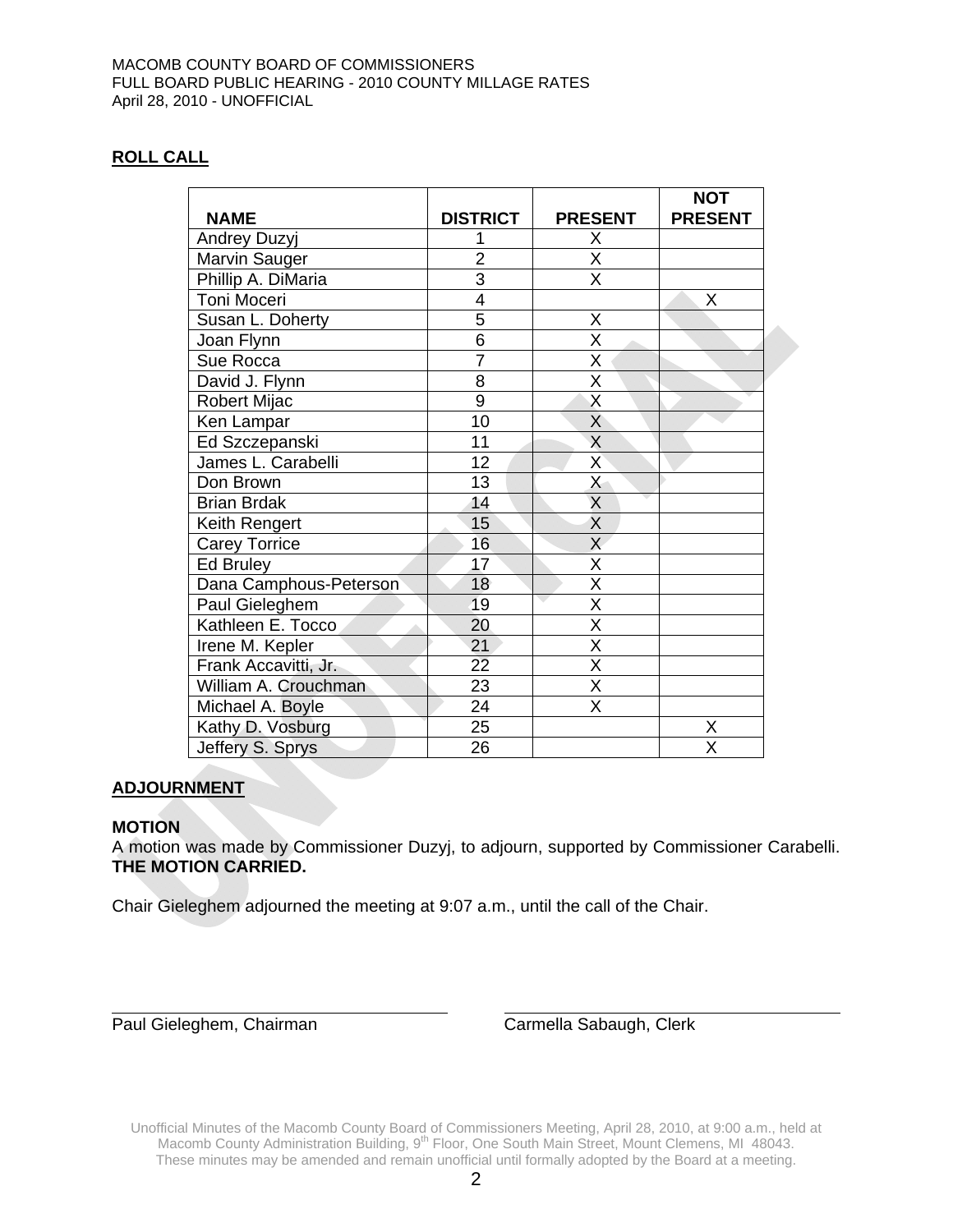MACOMB COUNTY BOARD OF COMMISSIONERS
FULL BOARD PUBLIC HEARING - 2010 COUNTY MILLAGE RATES
April 28, 2010 - UNOFFICIAL

**ROLL CALL**

| NAME | DISTRICT | PRESENT | NOT PRESENT |
|---|---|---|---|
| Andrey Duzyj | 1 | X | |
| Marvin Sauger | 2 | X | |
| Phillip A. DiMaria | 3 | X | |
| Toni Moceri | 4 | | X |
| Susan L. Doherty | 5 | X | |
| Joan Flynn | 6 | X | |
| Sue Rocca | 7 | X | |
| David J. Flynn | 8 | X | |
| Robert Mijac | 9 | X | |
| Ken Lampar | 10 | X | |
| Ed Szczepanski | 11 | X | |
| James L. Carabelli | 12 | X | |
| Don Brown | 13 | X | |
| Brian Brdak | 14 | X | |
| Keith Rengert | 15 | X | |
| Carey Torrice | 16 | X | |
| Ed Bruley | 17 | X | |
| Dana Camphous-Peterson | 18 | X | |
| Paul Gieleghem | 19 | X | |
| Kathleen E. Tocco | 20 | X | |
| Irene M. Kepler | 21 | X | |
| Frank Accavitti, Jr. | 22 | X | |
| William A. Crouchman | 23 | X | |
| Michael A. Boyle | 24 | X | |
| Kathy D. Vosburg | 25 | | X |
| Jeffery S. Sprys | 26 | | X |

**ADJOURNMENT**

**MOTION**
A motion was made by Commissioner Duzyj, to adjourn, supported by Commissioner Carabelli.
**THE MOTION CARRIED.**

Chair Gieleghem adjourned the meeting at 9:07 a.m., until the call of the Chair.

Paul Gieleghem, Chairman

Carmella Sabaugh, Clerk

Unofficial Minutes of the Macomb County Board of Commissioners Meeting, April 28, 2010, at 9:00 a.m., held at Macomb County Administration Building, 9th Floor, One South Main Street, Mount Clemens, MI 48043. These minutes may be amended and remain unofficial until formally adopted by the Board at a meeting.